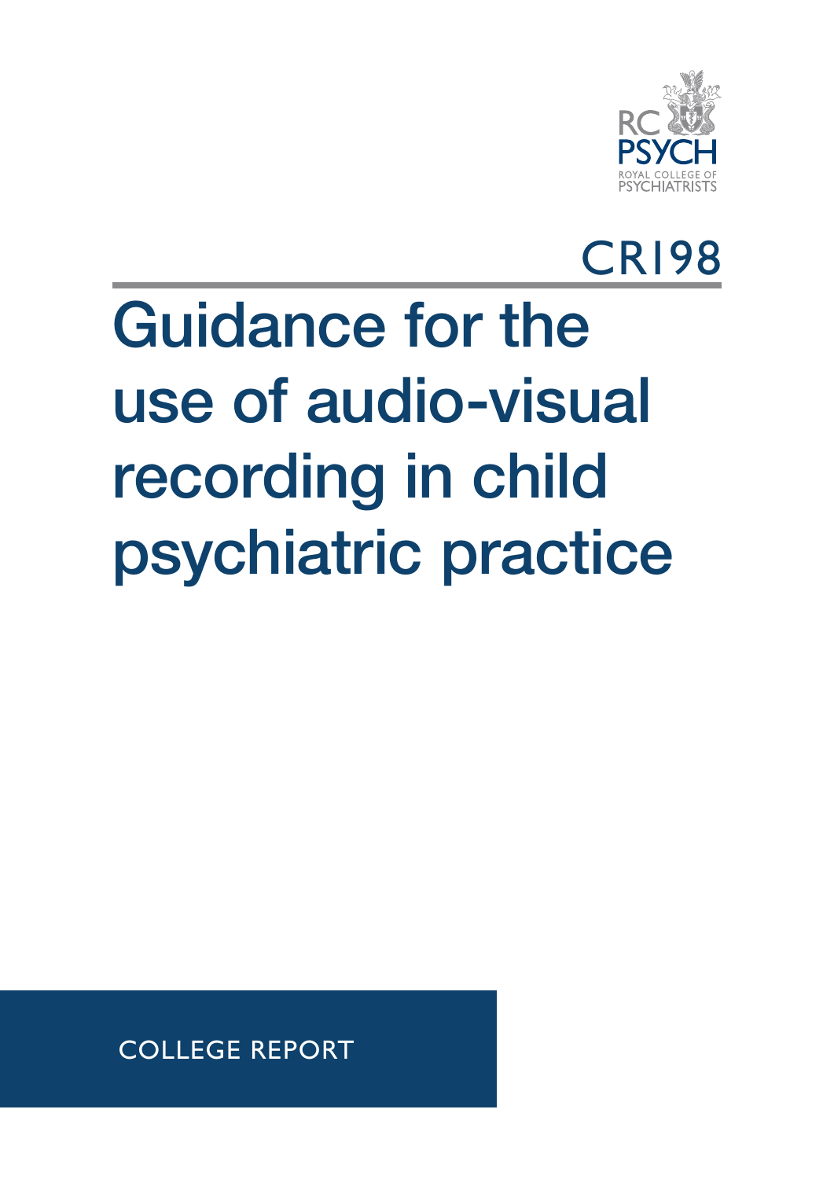RC PSYCH
ROYAL COLLEGE OF PSYCHIATRISTS

CR198

# Guidance for the use of audio-visual recording in child psychiatric practice

COLLEGE REPORT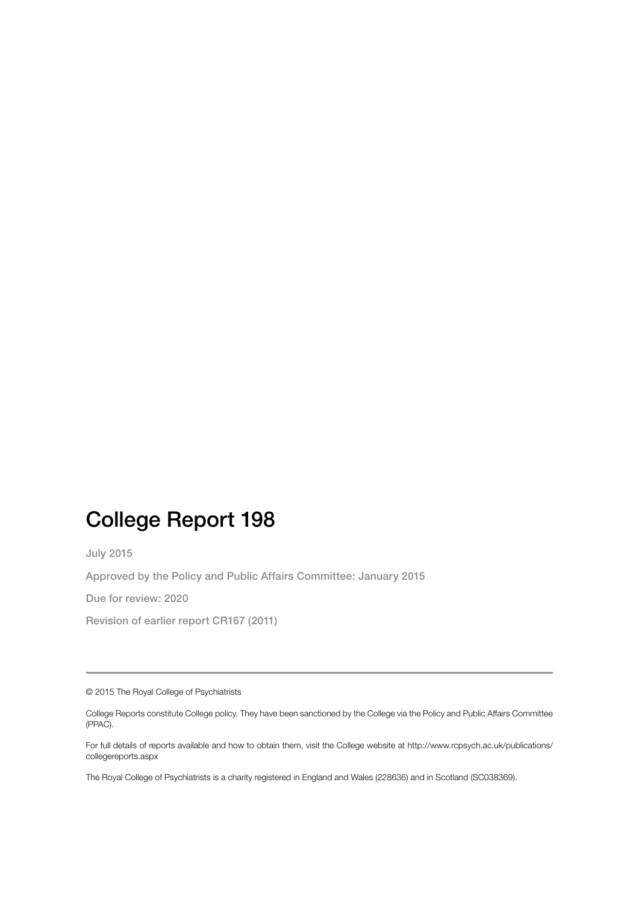# College Report 198

July 2015

Approved by the Policy and Public Affairs Committee: January 2015

Due for review: 2020

Revision of earlier report CR167 (2011)

---

© 2015 The Royal College of Psychiatrists

College Reports constitute College policy. They have been sanctioned by the College via the Policy and Public Affairs Committee (PPAC).

For full details of reports available and how to obtain them, visit the College website at http://www.rcpsych.ac.uk/publications/collegereports.aspx

The Royal College of Psychiatrists is a charity registered in England and Wales (228636) and in Scotland (SC038369).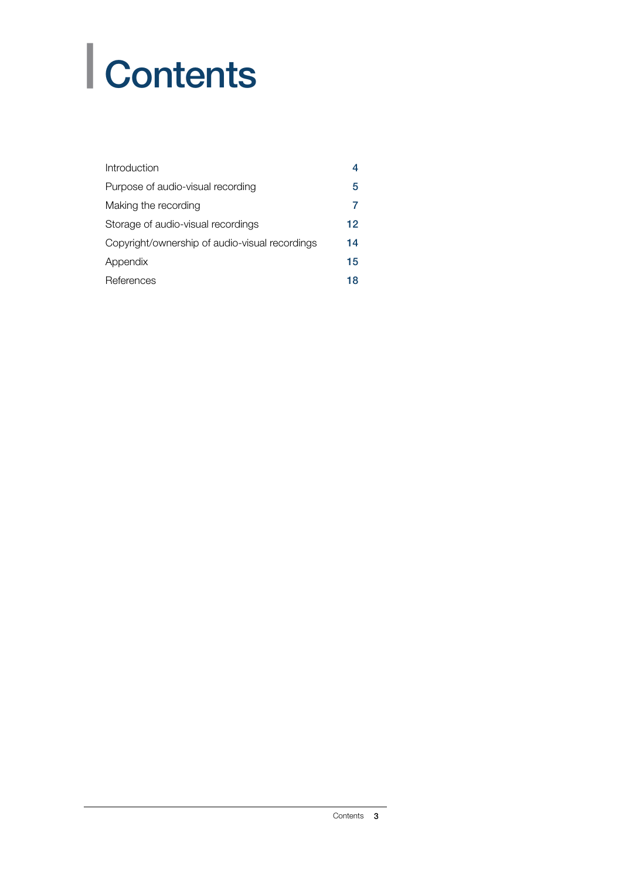# Contents

| | |
|---|---|
| Introduction | 4 |
| Purpose of audio-visual recording | 5 |
| Making the recording | 7 |
| Storage of audio-visual recordings | 12 |
| Copyright/ownership of audio-visual recordings | 14 |
| Appendix | 15 |
| References | 18 |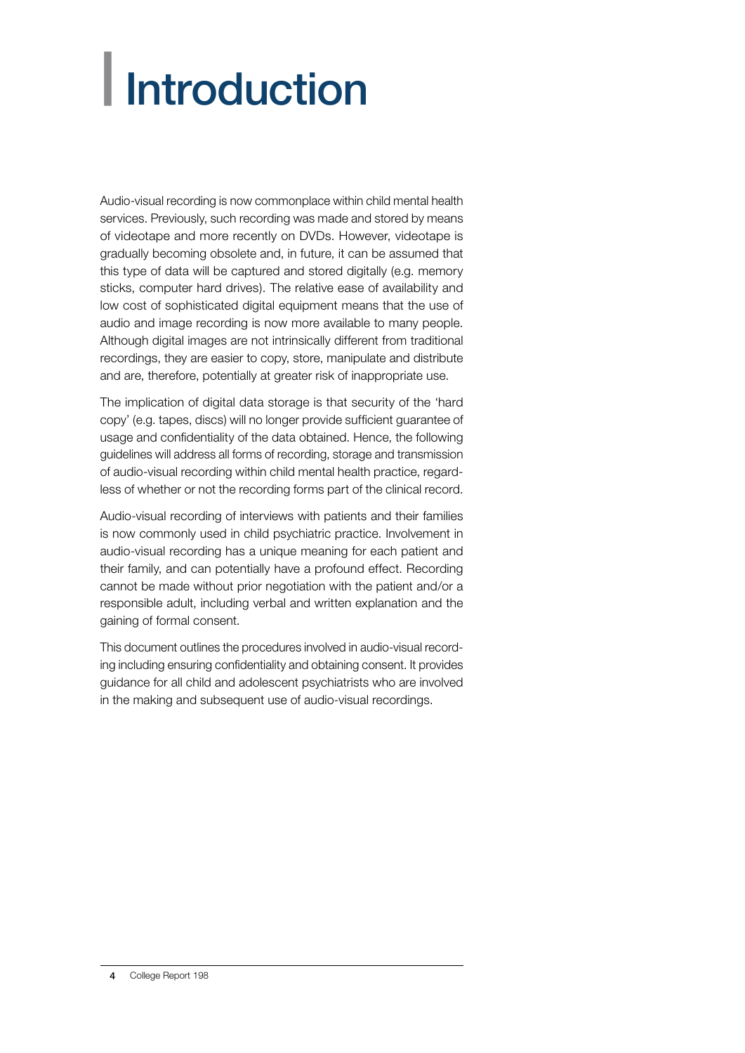# Introduction

Audio-visual recording is now commonplace within child mental health services. Previously, such recording was made and stored by means of videotape and more recently on DVDs. However, videotape is gradually becoming obsolete and, in future, it can be assumed that this type of data will be captured and stored digitally (e.g. memory sticks, computer hard drives). The relative ease of availability and low cost of sophisticated digital equipment means that the use of audio and image recording is now more available to many people. Although digital images are not intrinsically different from traditional recordings, they are easier to copy, store, manipulate and distribute and are, therefore, potentially at greater risk of inappropriate use.

The implication of digital data storage is that security of the 'hard copy' (e.g. tapes, discs) will no longer provide sufficient guarantee of usage and confidentiality of the data obtained. Hence, the following guidelines will address all forms of recording, storage and transmission of audio-visual recording within child mental health practice, regardless of whether or not the recording forms part of the clinical record.

Audio-visual recording of interviews with patients and their families is now commonly used in child psychiatric practice. Involvement in audio-visual recording has a unique meaning for each patient and their family, and can potentially have a profound effect. Recording cannot be made without prior negotiation with the patient and/or a responsible adult, including verbal and written explanation and the gaining of formal consent.

This document outlines the procedures involved in audio-visual recording including ensuring confidentiality and obtaining consent. It provides guidance for all child and adolescent psychiatrists who are involved in the making and subsequent use of audio-visual recordings.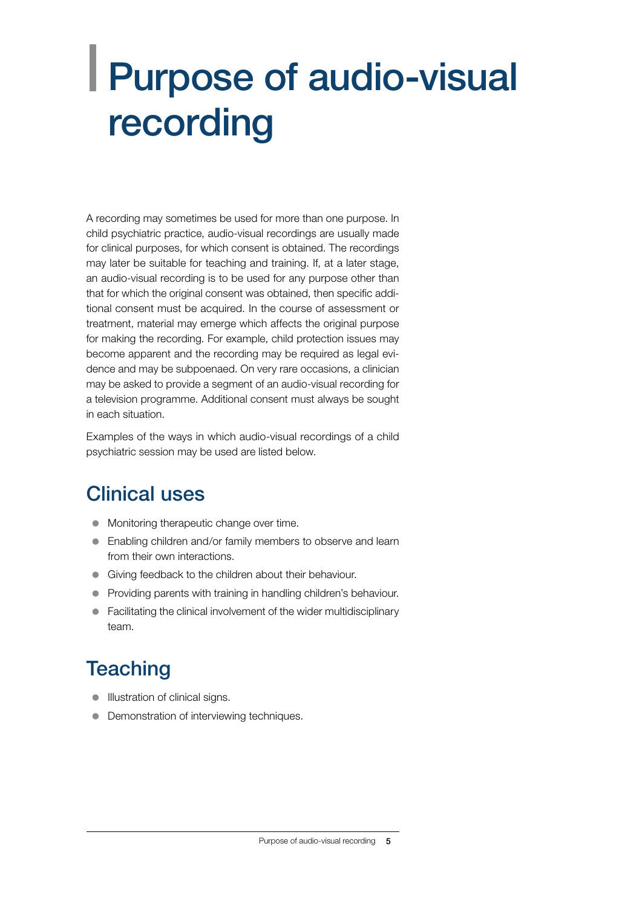# Purpose of audio-visual recording

A recording may sometimes be used for more than one purpose. In child psychiatric practice, audio-visual recordings are usually made for clinical purposes, for which consent is obtained. The recordings may later be suitable for teaching and training. If, at a later stage, an audio-visual recording is to be used for any purpose other than that for which the original consent was obtained, then specific additional consent must be acquired. In the course of assessment or treatment, material may emerge which affects the original purpose for making the recording. For example, child protection issues may become apparent and the recording may be required as legal evidence and may be subpoenaed. On very rare occasions, a clinician may be asked to provide a segment of an audio-visual recording for a television programme. Additional consent must always be sought in each situation.

Examples of the ways in which audio-visual recordings of a child psychiatric session may be used are listed below.

## Clinical uses

- Monitoring therapeutic change over time.
- Enabling children and/or family members to observe and learn from their own interactions.
- Giving feedback to the children about their behaviour.
- Providing parents with training in handling children's behaviour.
- Facilitating the clinical involvement of the wider multidisciplinary team.

## Teaching

- Illustration of clinical signs.
- Demonstration of interviewing techniques.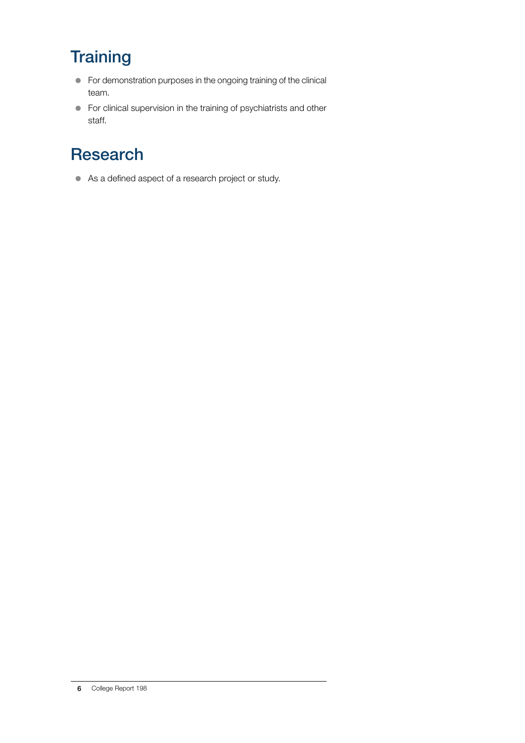## Training

- For demonstration purposes in the ongoing training of the clinical team.
- For clinical supervision in the training of psychiatrists and other staff.

## Research

- As a defined aspect of a research project or study.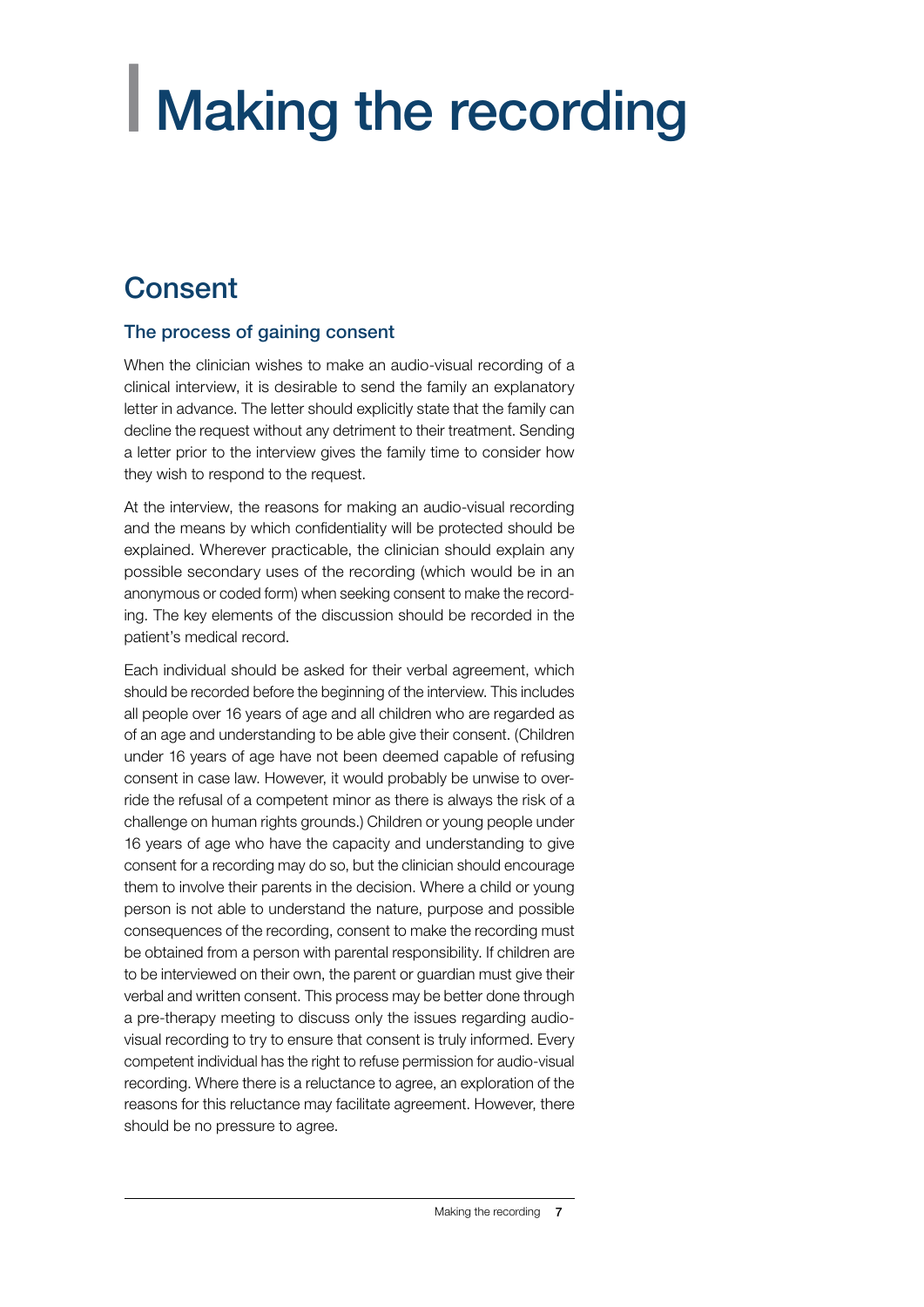# Making the recording

## Consent

### The process of gaining consent

When the clinician wishes to make an audio-visual recording of a clinical interview, it is desirable to send the family an explanatory letter in advance. The letter should explicitly state that the family can decline the request without any detriment to their treatment. Sending a letter prior to the interview gives the family time to consider how they wish to respond to the request.

At the interview, the reasons for making an audio-visual recording and the means by which confidentiality will be protected should be explained. Wherever practicable, the clinician should explain any possible secondary uses of the recording (which would be in an anonymous or coded form) when seeking consent to make the recording. The key elements of the discussion should be recorded in the patient's medical record.

Each individual should be asked for their verbal agreement, which should be recorded before the beginning of the interview. This includes all people over 16 years of age and all children who are regarded as of an age and understanding to be able give their consent. (Children under 16 years of age have not been deemed capable of refusing consent in case law. However, it would probably be unwise to override the refusal of a competent minor as there is always the risk of a challenge on human rights grounds.) Children or young people under 16 years of age who have the capacity and understanding to give consent for a recording may do so, but the clinician should encourage them to involve their parents in the decision. Where a child or young person is not able to understand the nature, purpose and possible consequences of the recording, consent to make the recording must be obtained from a person with parental responsibility. If children are to be interviewed on their own, the parent or guardian must give their verbal and written consent. This process may be better done through a pre-therapy meeting to discuss only the issues regarding audio-visual recording to try to ensure that consent is truly informed. Every competent individual has the right to refuse permission for audio-visual recording. Where there is a reluctance to agree, an exploration of the reasons for this reluctance may facilitate agreement. However, there should be no pressure to agree.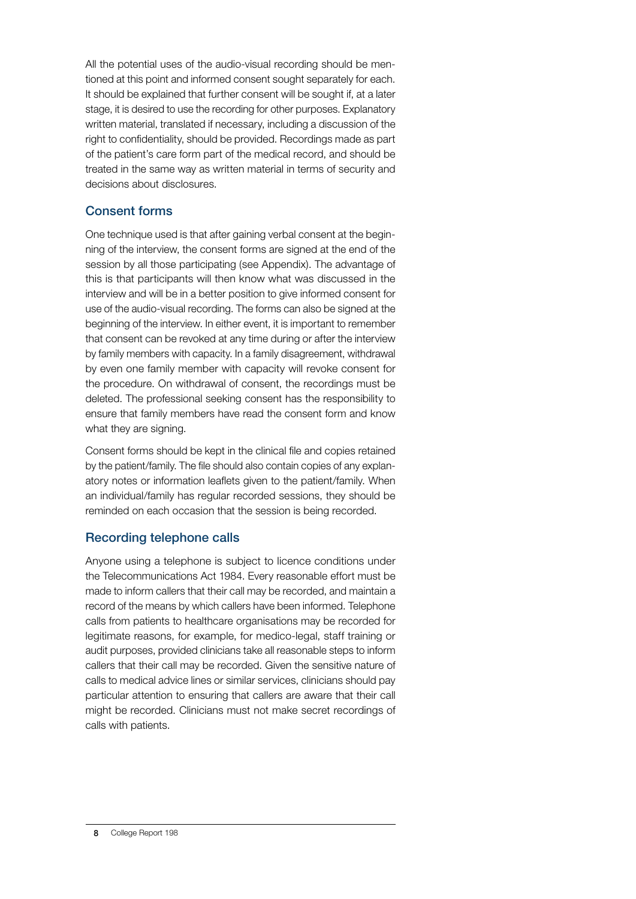All the potential uses of the audio-visual recording should be mentioned at this point and informed consent sought separately for each. It should be explained that further consent will be sought if, at a later stage, it is desired to use the recording for other purposes. Explanatory written material, translated if necessary, including a discussion of the right to confidentiality, should be provided. Recordings made as part of the patient's care form part of the medical record, and should be treated in the same way as written material in terms of security and decisions about disclosures.

## Consent forms

One technique used is that after gaining verbal consent at the beginning of the interview, the consent forms are signed at the end of the session by all those participating (see Appendix). The advantage of this is that participants will then know what was discussed in the interview and will be in a better position to give informed consent for use of the audio-visual recording. The forms can also be signed at the beginning of the interview. In either event, it is important to remember that consent can be revoked at any time during or after the interview by family members with capacity. In a family disagreement, withdrawal by even one family member with capacity will revoke consent for the procedure. On withdrawal of consent, the recordings must be deleted. The professional seeking consent has the responsibility to ensure that family members have read the consent form and know what they are signing.

Consent forms should be kept in the clinical file and copies retained by the patient/family. The file should also contain copies of any explanatory notes or information leaflets given to the patient/family. When an individual/family has regular recorded sessions, they should be reminded on each occasion that the session is being recorded.

## Recording telephone calls

Anyone using a telephone is subject to licence conditions under the Telecommunications Act 1984. Every reasonable effort must be made to inform callers that their call may be recorded, and maintain a record of the means by which callers have been informed. Telephone calls from patients to healthcare organisations may be recorded for legitimate reasons, for example, for medico-legal, staff training or audit purposes, provided clinicians take all reasonable steps to inform callers that their call may be recorded. Given the sensitive nature of calls to medical advice lines or similar services, clinicians should pay particular attention to ensuring that callers are aware that their call might be recorded. Clinicians must not make secret recordings of calls with patients.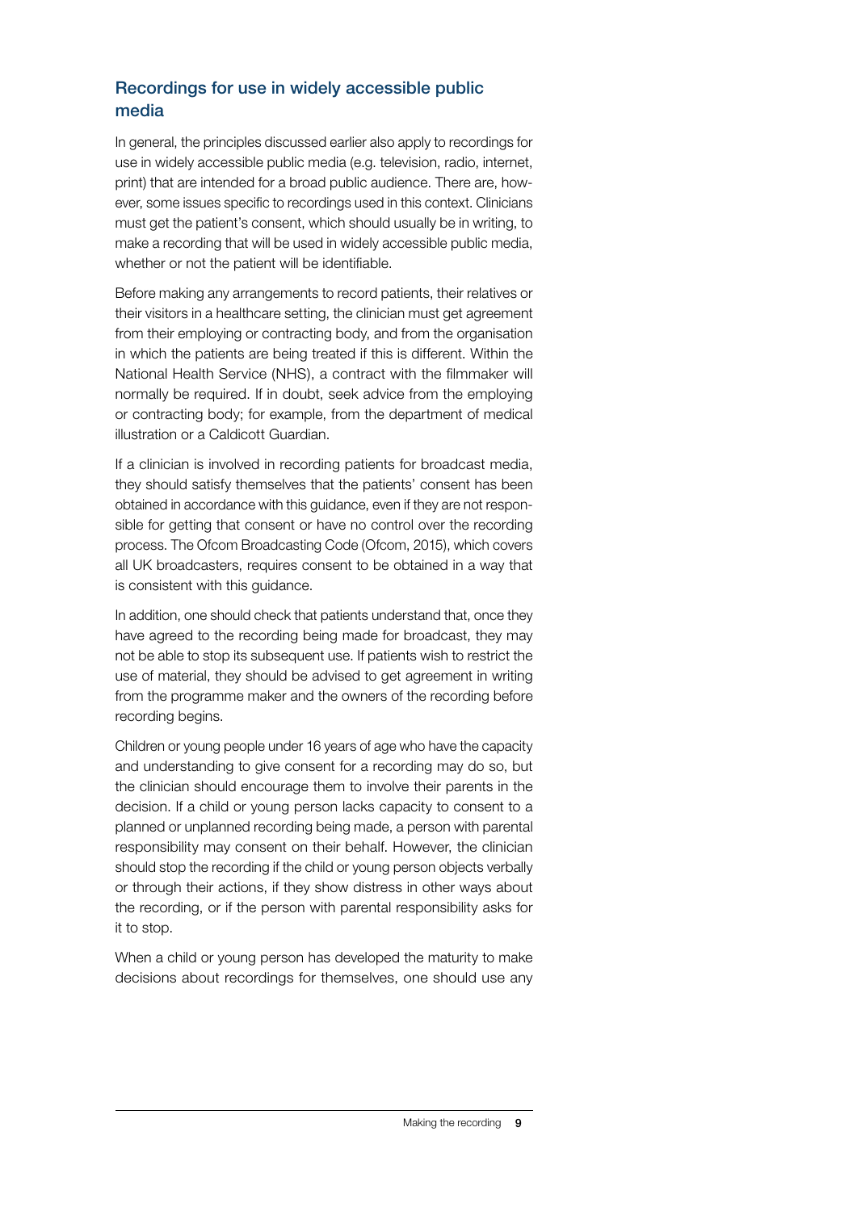## Recordings for use in widely accessible public media

In general, the principles discussed earlier also apply to recordings for use in widely accessible public media (e.g. television, radio, internet, print) that are intended for a broad public audience. There are, however, some issues specific to recordings used in this context. Clinicians must get the patient's consent, which should usually be in writing, to make a recording that will be used in widely accessible public media, whether or not the patient will be identifiable.

Before making any arrangements to record patients, their relatives or their visitors in a healthcare setting, the clinician must get agreement from their employing or contracting body, and from the organisation in which the patients are being treated if this is different. Within the National Health Service (NHS), a contract with the filmmaker will normally be required. If in doubt, seek advice from the employing or contracting body; for example, from the department of medical illustration or a Caldicott Guardian.

If a clinician is involved in recording patients for broadcast media, they should satisfy themselves that the patients' consent has been obtained in accordance with this guidance, even if they are not responsible for getting that consent or have no control over the recording process. The Ofcom Broadcasting Code (Ofcom, 2015), which covers all UK broadcasters, requires consent to be obtained in a way that is consistent with this guidance.

In addition, one should check that patients understand that, once they have agreed to the recording being made for broadcast, they may not be able to stop its subsequent use. If patients wish to restrict the use of material, they should be advised to get agreement in writing from the programme maker and the owners of the recording before recording begins.

Children or young people under 16 years of age who have the capacity and understanding to give consent for a recording may do so, but the clinician should encourage them to involve their parents in the decision. If a child or young person lacks capacity to consent to a planned or unplanned recording being made, a person with parental responsibility may consent on their behalf. However, the clinician should stop the recording if the child or young person objects verbally or through their actions, if they show distress in other ways about the recording, or if the person with parental responsibility asks for it to stop.

When a child or young person has developed the maturity to make decisions about recordings for themselves, one should use any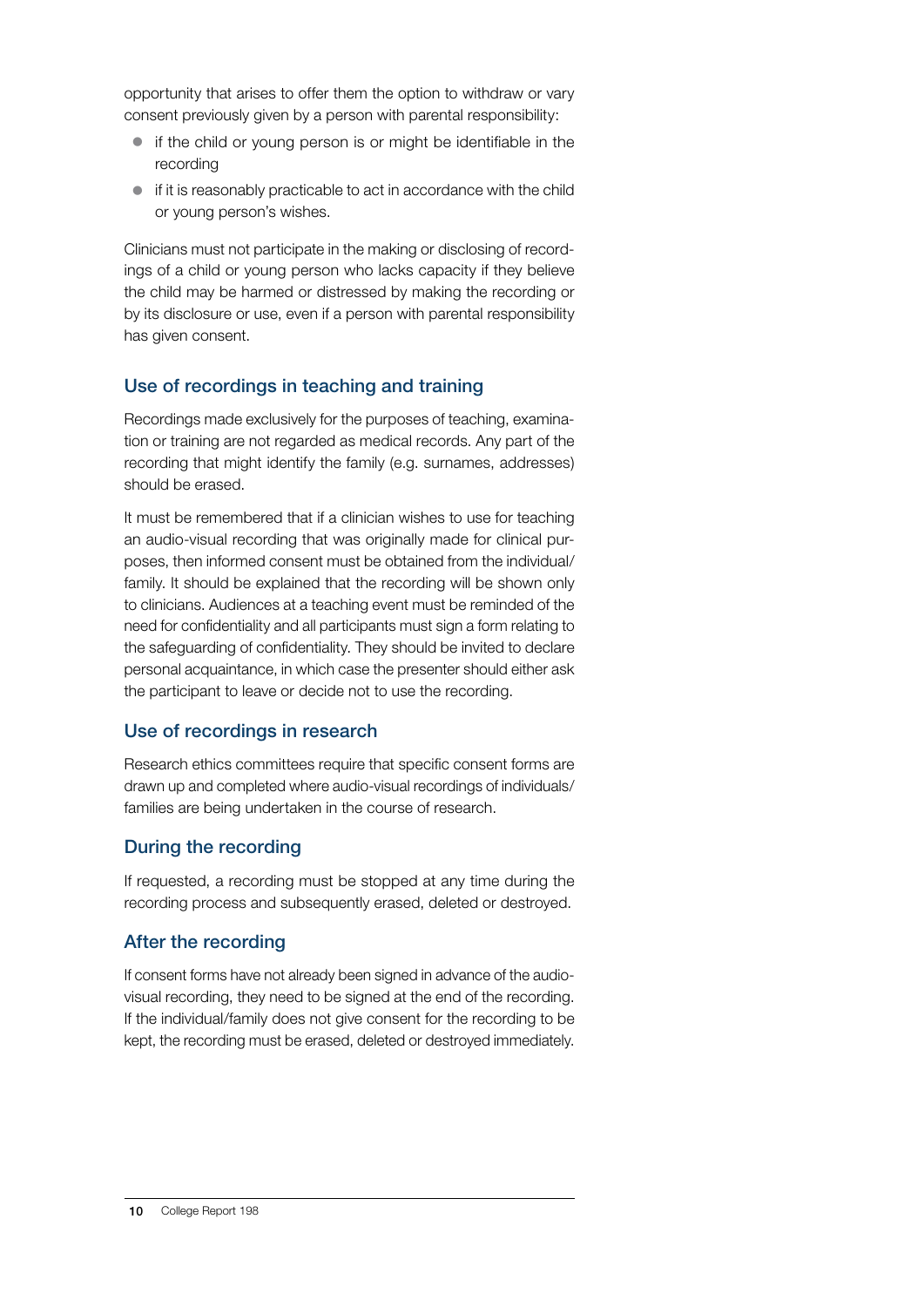opportunity that arises to offer them the option to withdraw or vary consent previously given by a person with parental responsibility:

- if the child or young person is or might be identifiable in the recording
- if it is reasonably practicable to act in accordance with the child or young person's wishes.

Clinicians must not participate in the making or disclosing of recordings of a child or young person who lacks capacity if they believe the child may be harmed or distressed by making the recording or by its disclosure or use, even if a person with parental responsibility has given consent.

## Use of recordings in teaching and training

Recordings made exclusively for the purposes of teaching, examination or training are not regarded as medical records. Any part of the recording that might identify the family (e.g. surnames, addresses) should be erased.

It must be remembered that if a clinician wishes to use for teaching an audio-visual recording that was originally made for clinical purposes, then informed consent must be obtained from the individual/family. It should be explained that the recording will be shown only to clinicians. Audiences at a teaching event must be reminded of the need for confidentiality and all participants must sign a form relating to the safeguarding of confidentiality. They should be invited to declare personal acquaintance, in which case the presenter should either ask the participant to leave or decide not to use the recording.

## Use of recordings in research

Research ethics committees require that specific consent forms are drawn up and completed where audio-visual recordings of individuals/families are being undertaken in the course of research.

## During the recording

If requested, a recording must be stopped at any time during the recording process and subsequently erased, deleted or destroyed.

## After the recording

If consent forms have not already been signed in advance of the audio-visual recording, they need to be signed at the end of the recording. If the individual/family does not give consent for the recording to be kept, the recording must be erased, deleted or destroyed immediately.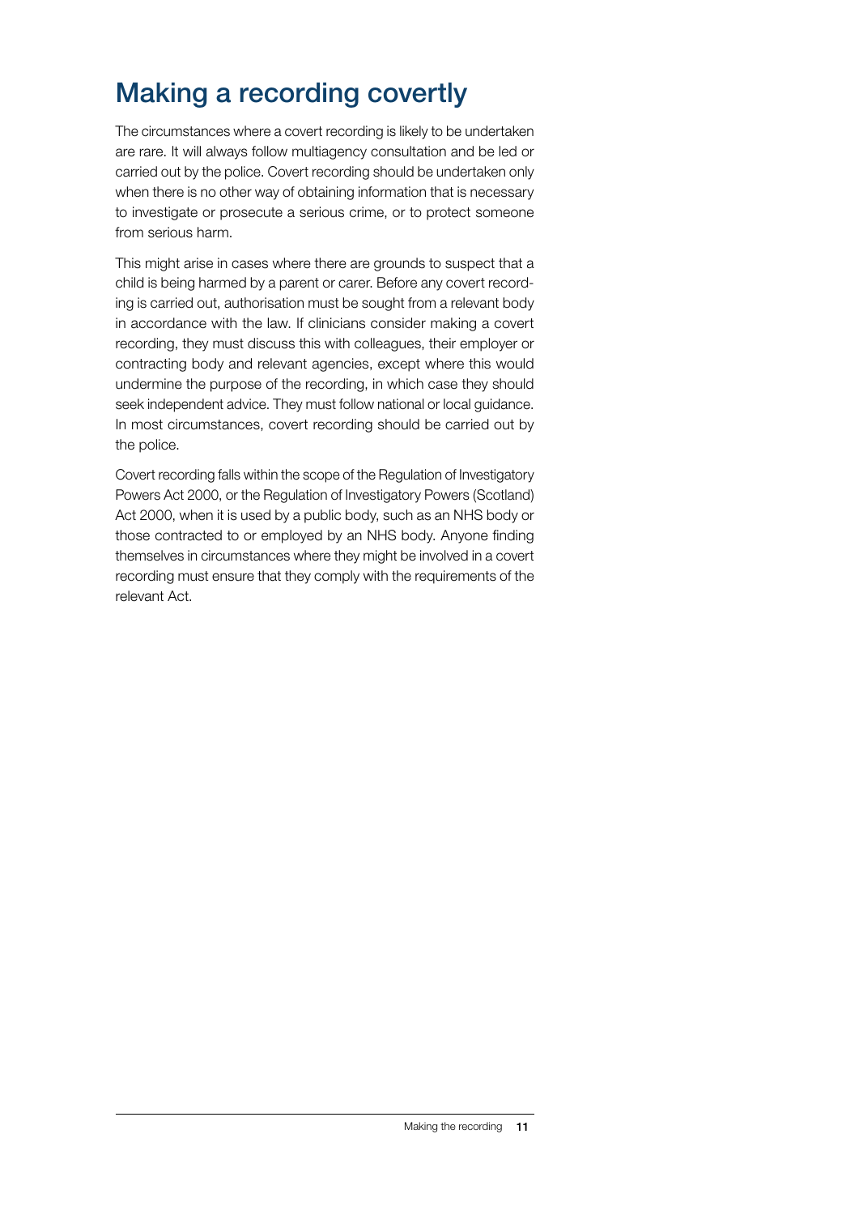## Making a recording covertly

The circumstances where a covert recording is likely to be undertaken are rare. It will always follow multiagency consultation and be led or carried out by the police. Covert recording should be undertaken only when there is no other way of obtaining information that is necessary to investigate or prosecute a serious crime, or to protect someone from serious harm.

This might arise in cases where there are grounds to suspect that a child is being harmed by a parent or carer. Before any covert recording is carried out, authorisation must be sought from a relevant body in accordance with the law. If clinicians consider making a covert recording, they must discuss this with colleagues, their employer or contracting body and relevant agencies, except where this would undermine the purpose of the recording, in which case they should seek independent advice. They must follow national or local guidance. In most circumstances, covert recording should be carried out by the police.

Covert recording falls within the scope of the Regulation of Investigatory Powers Act 2000, or the Regulation of Investigatory Powers (Scotland) Act 2000, when it is used by a public body, such as an NHS body or those contracted to or employed by an NHS body. Anyone finding themselves in circumstances where they might be involved in a covert recording must ensure that they comply with the requirements of the relevant Act.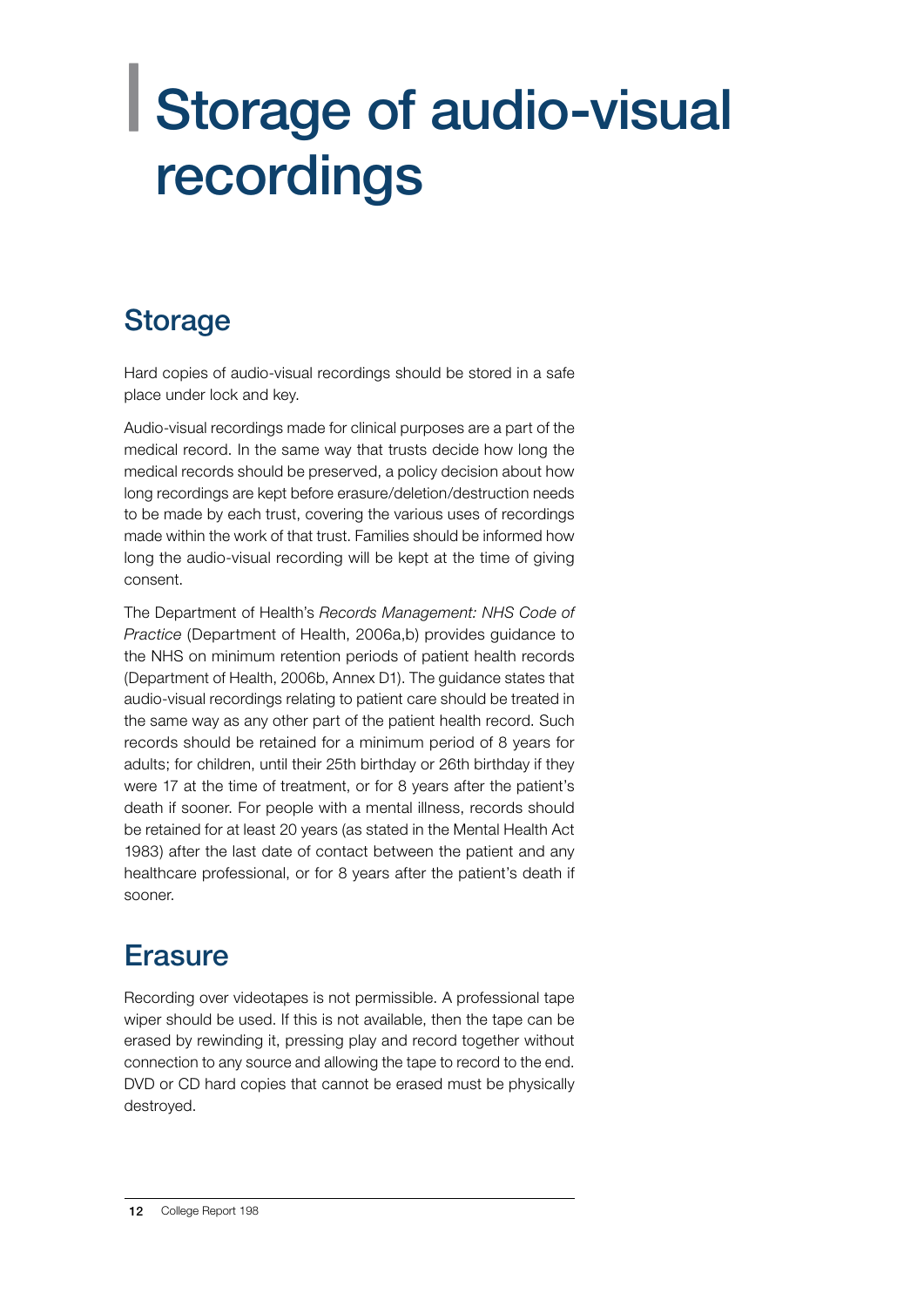# Storage of audio-visual recordings

## Storage

Hard copies of audio-visual recordings should be stored in a safe place under lock and key.

Audio-visual recordings made for clinical purposes are a part of the medical record. In the same way that trusts decide how long the medical records should be preserved, a policy decision about how long recordings are kept before erasure/deletion/destruction needs to be made by each trust, covering the various uses of recordings made within the work of that trust. Families should be informed how long the audio-visual recording will be kept at the time of giving consent.

The Department of Health's *Records Management: NHS Code of Practice* (Department of Health, 2006a,b) provides guidance to the NHS on minimum retention periods of patient health records (Department of Health, 2006b, Annex D1). The guidance states that audio-visual recordings relating to patient care should be treated in the same way as any other part of the patient health record. Such records should be retained for a minimum period of 8 years for adults; for children, until their 25th birthday or 26th birthday if they were 17 at the time of treatment, or for 8 years after the patient's death if sooner. For people with a mental illness, records should be retained for at least 20 years (as stated in the Mental Health Act 1983) after the last date of contact between the patient and any healthcare professional, or for 8 years after the patient's death if sooner.

## Erasure

Recording over videotapes is not permissible. A professional tape wiper should be used. If this is not available, then the tape can be erased by rewinding it, pressing play and record together without connection to any source and allowing the tape to record to the end. DVD or CD hard copies that cannot be erased must be physically destroyed.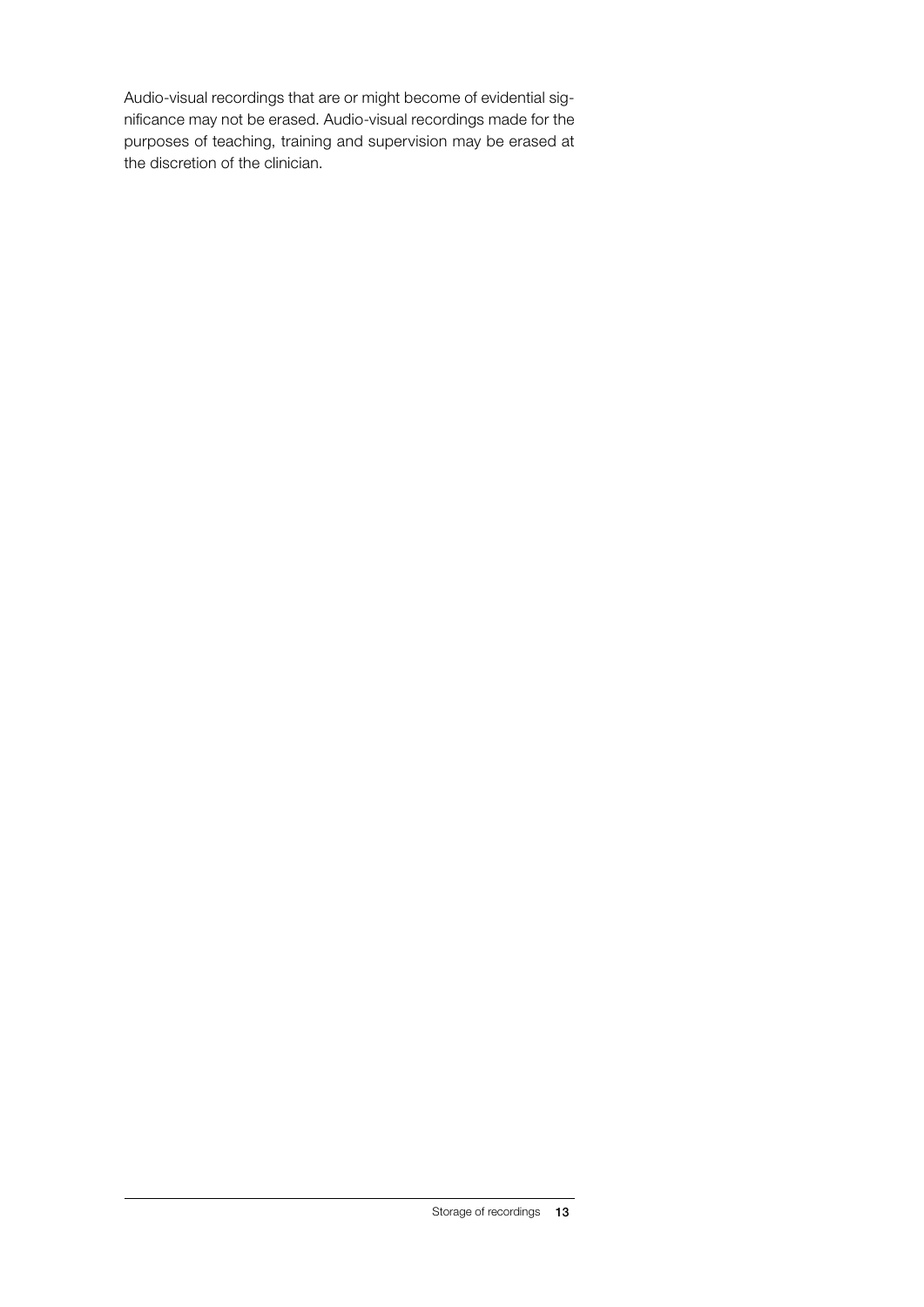Audio-visual recordings that are or might become of evidential significance may not be erased. Audio-visual recordings made for the purposes of teaching, training and supervision may be erased at the discretion of the clinician.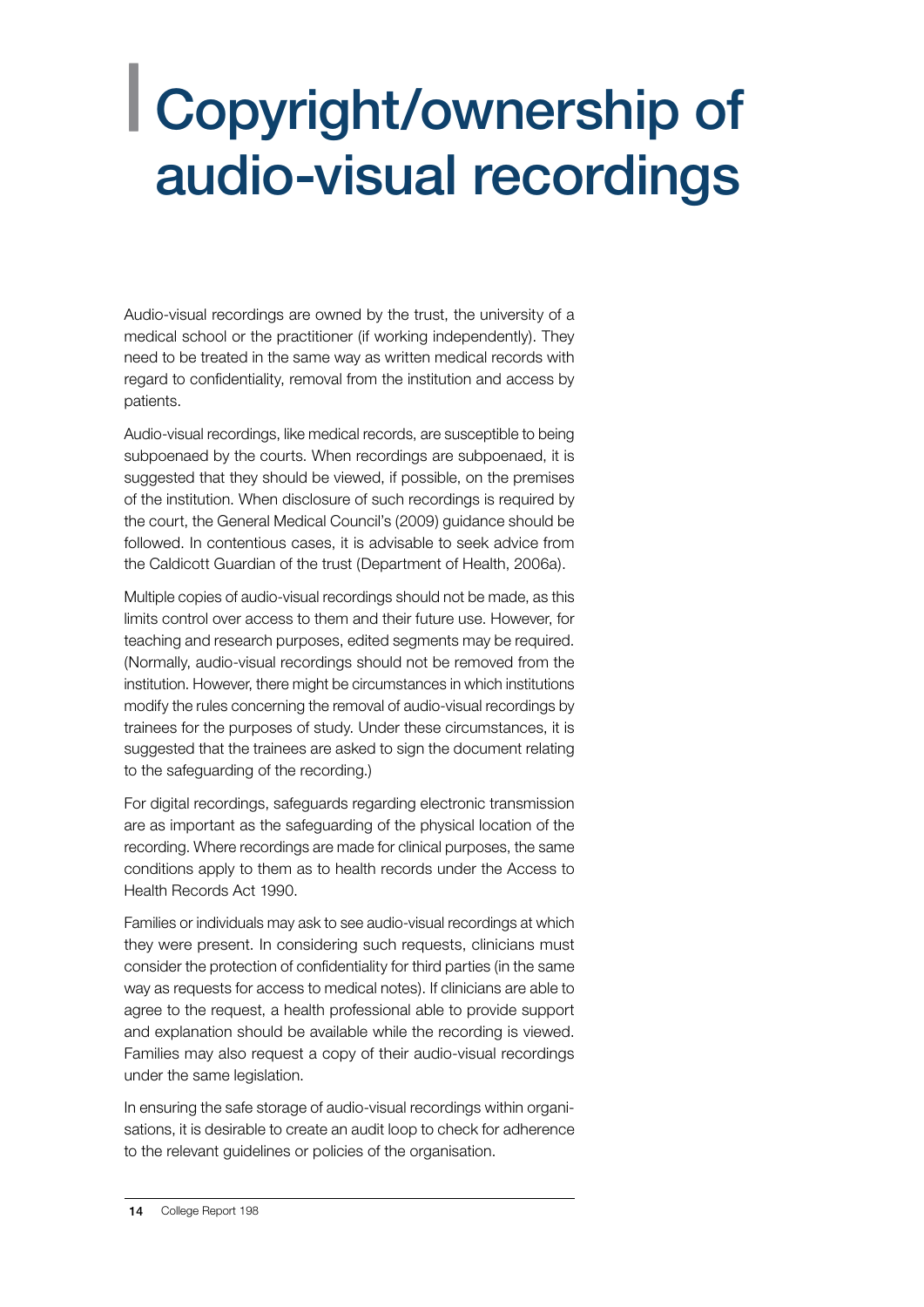# Copyright/ownership of audio-visual recordings

Audio-visual recordings are owned by the trust, the university of a medical school or the practitioner (if working independently). They need to be treated in the same way as written medical records with regard to confidentiality, removal from the institution and access by patients.

Audio-visual recordings, like medical records, are susceptible to being subpoenaed by the courts. When recordings are subpoenaed, it is suggested that they should be viewed, if possible, on the premises of the institution. When disclosure of such recordings is required by the court, the General Medical Council's (2009) guidance should be followed. In contentious cases, it is advisable to seek advice from the Caldicott Guardian of the trust (Department of Health, 2006a).

Multiple copies of audio-visual recordings should not be made, as this limits control over access to them and their future use. However, for teaching and research purposes, edited segments may be required. (Normally, audio-visual recordings should not be removed from the institution. However, there might be circumstances in which institutions modify the rules concerning the removal of audio-visual recordings by trainees for the purposes of study. Under these circumstances, it is suggested that the trainees are asked to sign the document relating to the safeguarding of the recording.)

For digital recordings, safeguards regarding electronic transmission are as important as the safeguarding of the physical location of the recording. Where recordings are made for clinical purposes, the same conditions apply to them as to health records under the Access to Health Records Act 1990.

Families or individuals may ask to see audio-visual recordings at which they were present. In considering such requests, clinicians must consider the protection of confidentiality for third parties (in the same way as requests for access to medical notes). If clinicians are able to agree to the request, a health professional able to provide support and explanation should be available while the recording is viewed. Families may also request a copy of their audio-visual recordings under the same legislation.

In ensuring the safe storage of audio-visual recordings within organisations, it is desirable to create an audit loop to check for adherence to the relevant guidelines or policies of the organisation.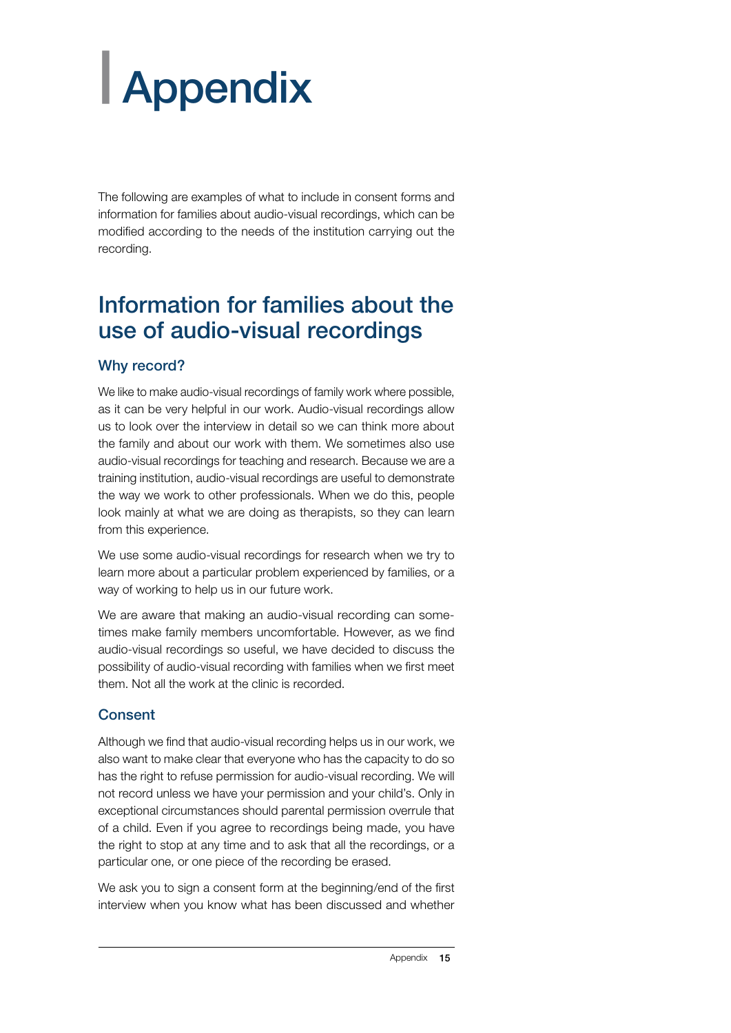# Appendix

The following are examples of what to include in consent forms and information for families about audio-visual recordings, which can be modified according to the needs of the institution carrying out the recording.

## Information for families about the use of audio-visual recordings

### Why record?

We like to make audio-visual recordings of family work where possible, as it can be very helpful in our work. Audio-visual recordings allow us to look over the interview in detail so we can think more about the family and about our work with them. We sometimes also use audio-visual recordings for teaching and research. Because we are a training institution, audio-visual recordings are useful to demonstrate the way we work to other professionals. When we do this, people look mainly at what we are doing as therapists, so they can learn from this experience.

We use some audio-visual recordings for research when we try to learn more about a particular problem experienced by families, or a way of working to help us in our future work.

We are aware that making an audio-visual recording can sometimes make family members uncomfortable. However, as we find audio-visual recordings so useful, we have decided to discuss the possibility of audio-visual recording with families when we first meet them. Not all the work at the clinic is recorded.

### Consent

Although we find that audio-visual recording helps us in our work, we also want to make clear that everyone who has the capacity to do so has the right to refuse permission for audio-visual recording. We will not record unless we have your permission and your child's. Only in exceptional circumstances should parental permission overrule that of a child. Even if you agree to recordings being made, you have the right to stop at any time and to ask that all the recordings, or a particular one, or one piece of the recording be erased.

We ask you to sign a consent form at the beginning/end of the first interview when you know what has been discussed and whether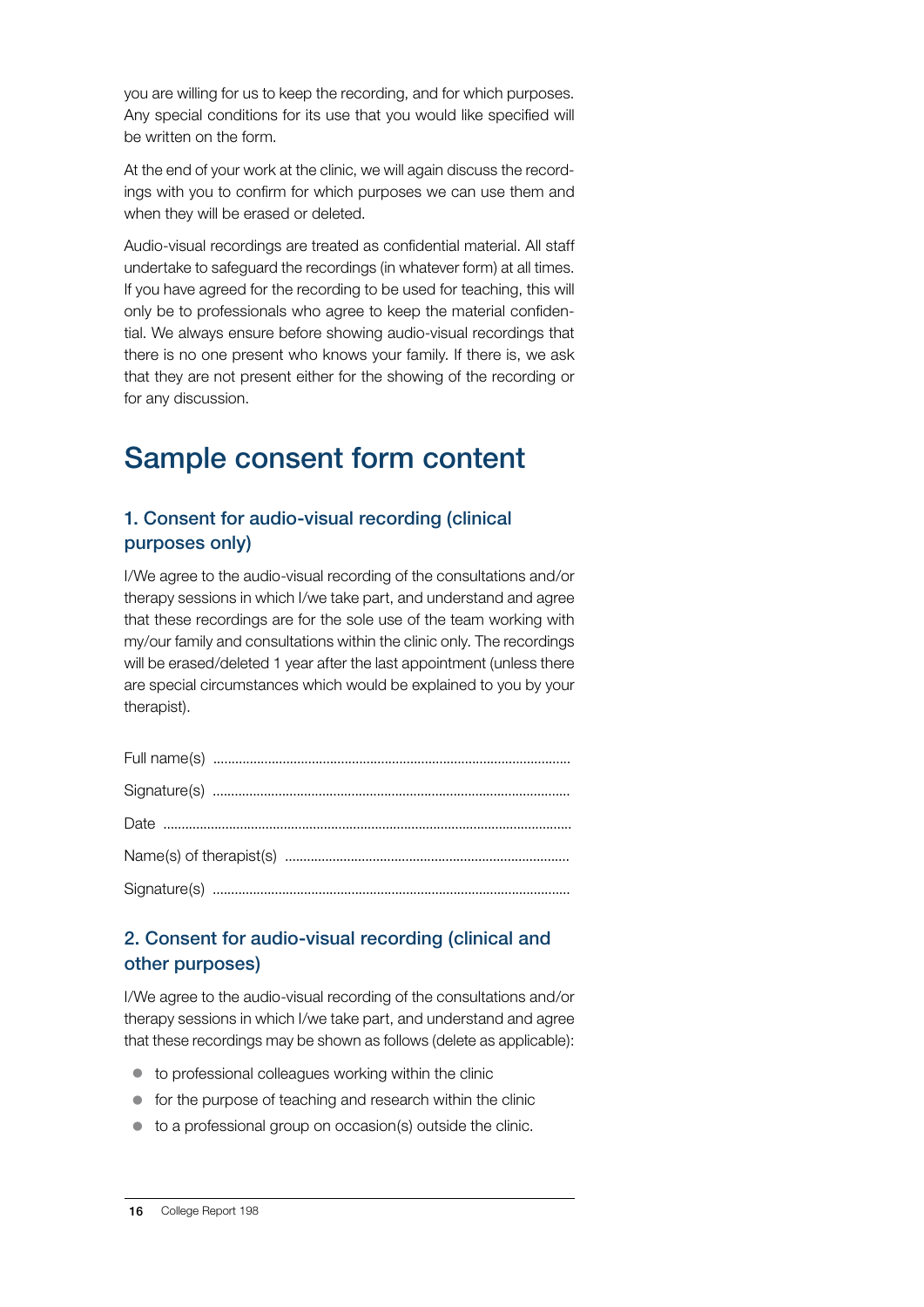you are willing for us to keep the recording, and for which purposes. Any special conditions for its use that you would like specified will be written on the form.

At the end of your work at the clinic, we will again discuss the recordings with you to confirm for which purposes we can use them and when they will be erased or deleted.

Audio-visual recordings are treated as confidential material. All staff undertake to safeguard the recordings (in whatever form) at all times. If you have agreed for the recording to be used for teaching, this will only be to professionals who agree to keep the material confidential. We always ensure before showing audio-visual recordings that there is no one present who knows your family. If there is, we ask that they are not present either for the showing of the recording or for any discussion.

# Sample consent form content

## 1. Consent for audio-visual recording (clinical purposes only)

I/We agree to the audio-visual recording of the consultations and/or therapy sessions in which I/we take part, and understand and agree that these recordings are for the sole use of the team working with my/our family and consultations within the clinic only. The recordings will be erased/deleted 1 year after the last appointment (unless there are special circumstances which would be explained to you by your therapist).

Full name(s) ..............................................................................................

Signature(s) ..............................................................................................

Date ..............................................................................................

Name(s) of therapist(s) ..............................................................................................

Signature(s) ..............................................................................................

## 2. Consent for audio-visual recording (clinical and other purposes)

I/We agree to the audio-visual recording of the consultations and/or therapy sessions in which I/we take part, and understand and agree that these recordings may be shown as follows (delete as applicable):

- to professional colleagues working within the clinic
- for the purpose of teaching and research within the clinic
- to a professional group on occasion(s) outside the clinic.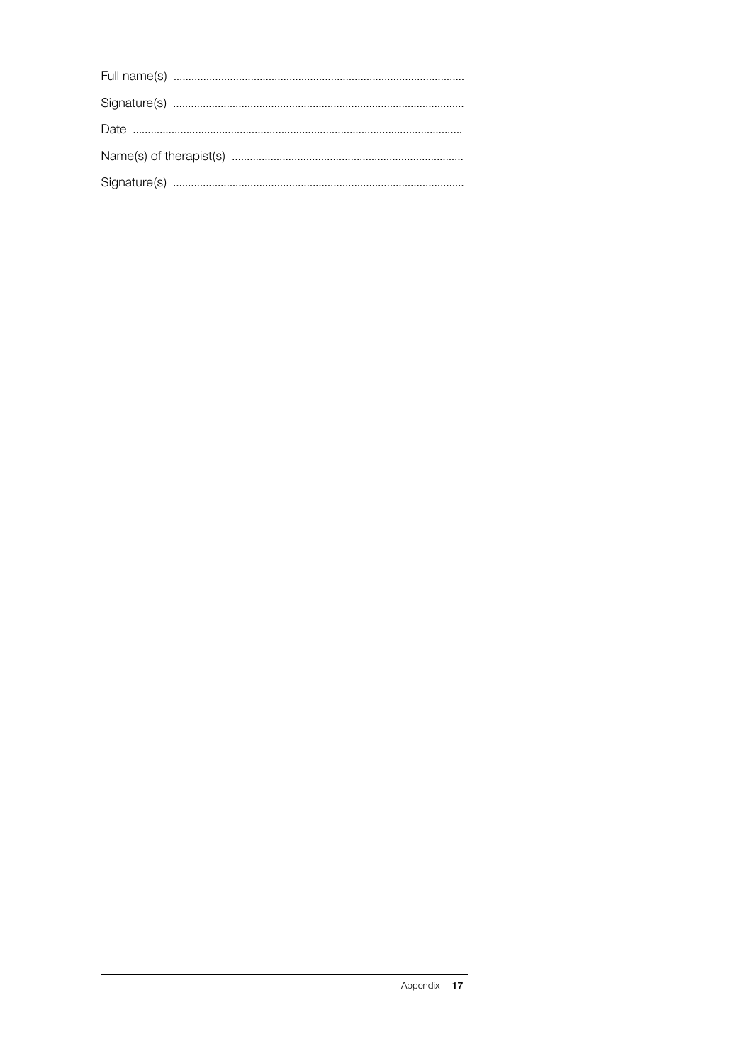Full name(s) ..................................................................................................

Signature(s) ..................................................................................................

Date ..............................................................................................................

Name(s) of therapist(s) ..............................................................................

Signature(s) ..................................................................................................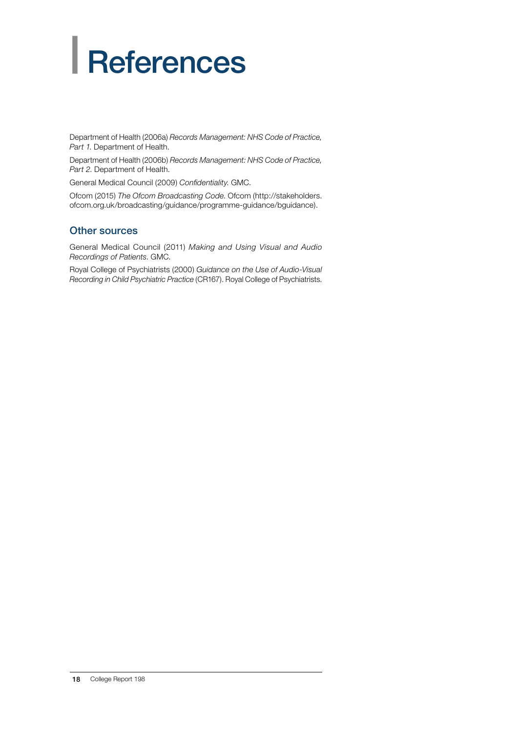# References

Department of Health (2006a) *Records Management: NHS Code of Practice, Part 1.* Department of Health.

Department of Health (2006b) *Records Management: NHS Code of Practice, Part 2.* Department of Health.

General Medical Council (2009) *Confidentiality.* GMC.

Ofcom (2015) *The Ofcom Broadcasting Code.* Ofcom (http://stakeholders.ofcom.org.uk/broadcasting/guidance/programme-guidance/bguidance).

## Other sources

General Medical Council (2011) *Making and Using Visual and Audio Recordings of Patients*. GMC.

Royal College of Psychiatrists (2000) *Guidance on the Use of Audio-Visual Recording in Child Psychiatric Practice* (CR167). Royal College of Psychiatrists.